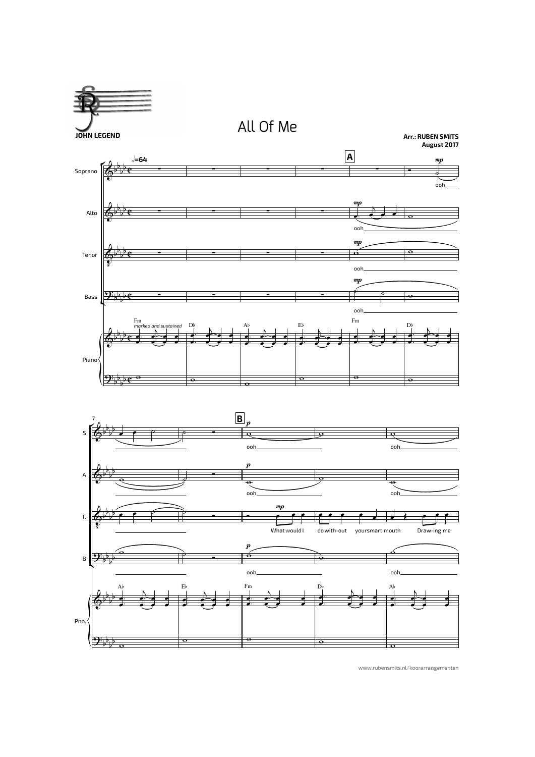JOHN LEGEND

# All Of Me

**Arr.: RUBEN SMITS**
**August 2017**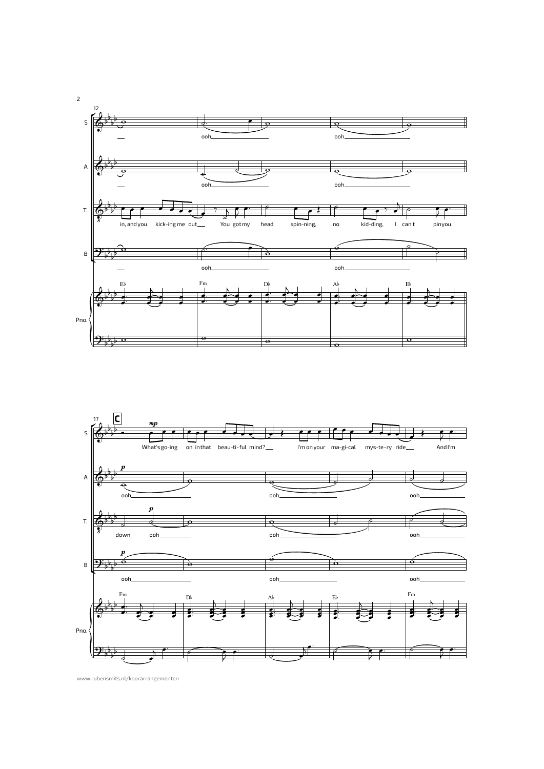12

S: ooh ooh

A: ooh ooh

T.: in, and you kick-ing me out You got my head spin-ning, no kid-ding, I can't pin you

B: ooh ooh

Pno.: E♭ Fm D♭ A♭ E♭

17 **C**

S: *mp* What's go-ing on in that beau-ti-ful mind? I'm on your ma-gi-cal mys-te-ry ride And I'm

A: *p* ooh ooh ooh

T.: down *p* ooh ooh ooh

B: *p* ooh ooh ooh

Pno.: Fm D♭ A♭ E♭ Fm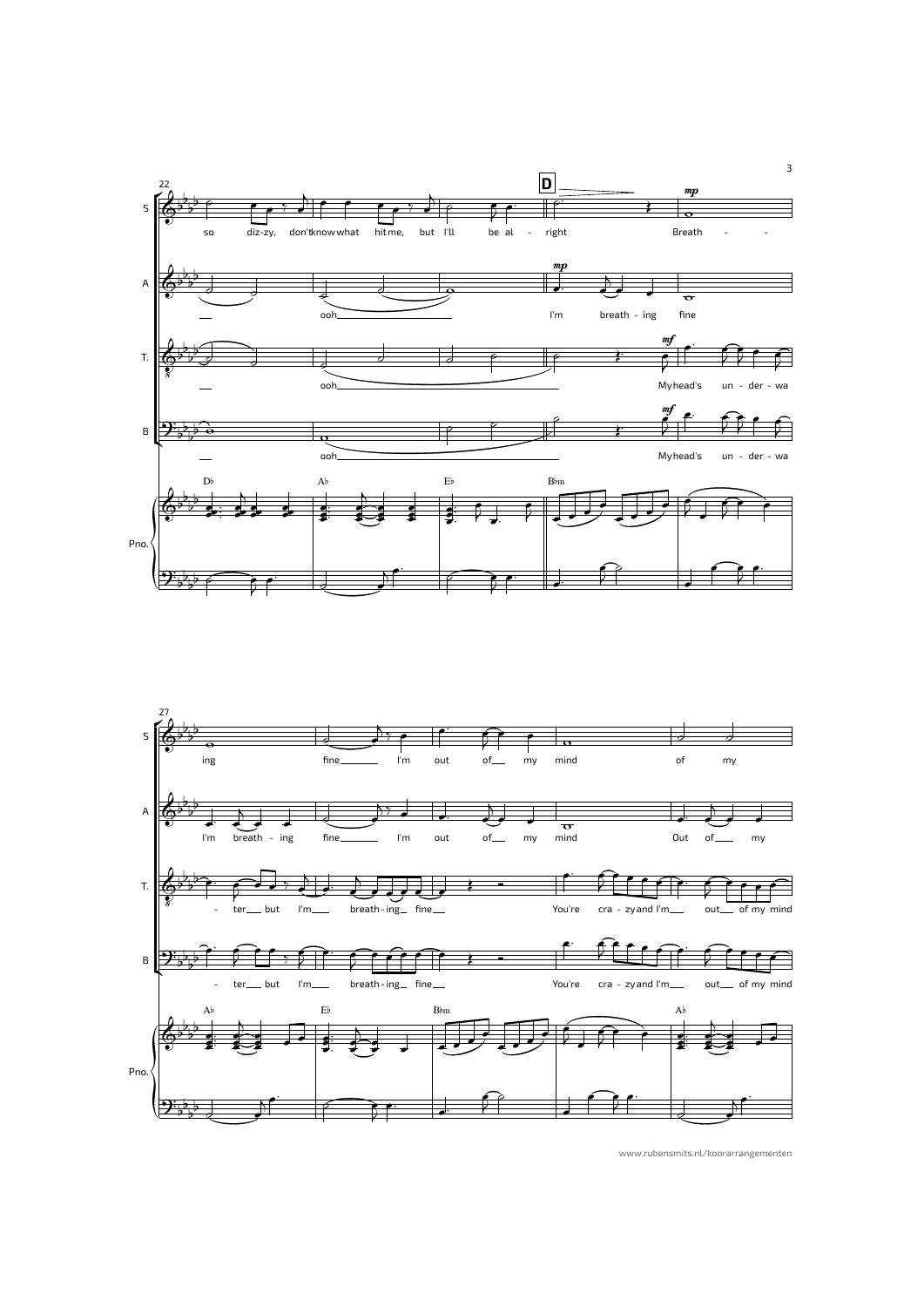**S:** so diz-zy, don't know what hit me, but I'll be al - right | Breath - ing fine I'm out of my mind of my

**A:** ooh I'm breath - ing fine I'm breath - ing fine I'm out of my mind Out of my

**T.:** ooh My head's un - der - wa - ter but I'm breath - ing fine You're cra - zy and I'm out of my mind

**B:** ooh My head's un - der - wa - ter but I'm breath - ing fine You're cra - zy and I'm out of my mind

**Pno. chords:** D♭ A♭ E♭ B♭m | A♭ E♭ B♭m A♭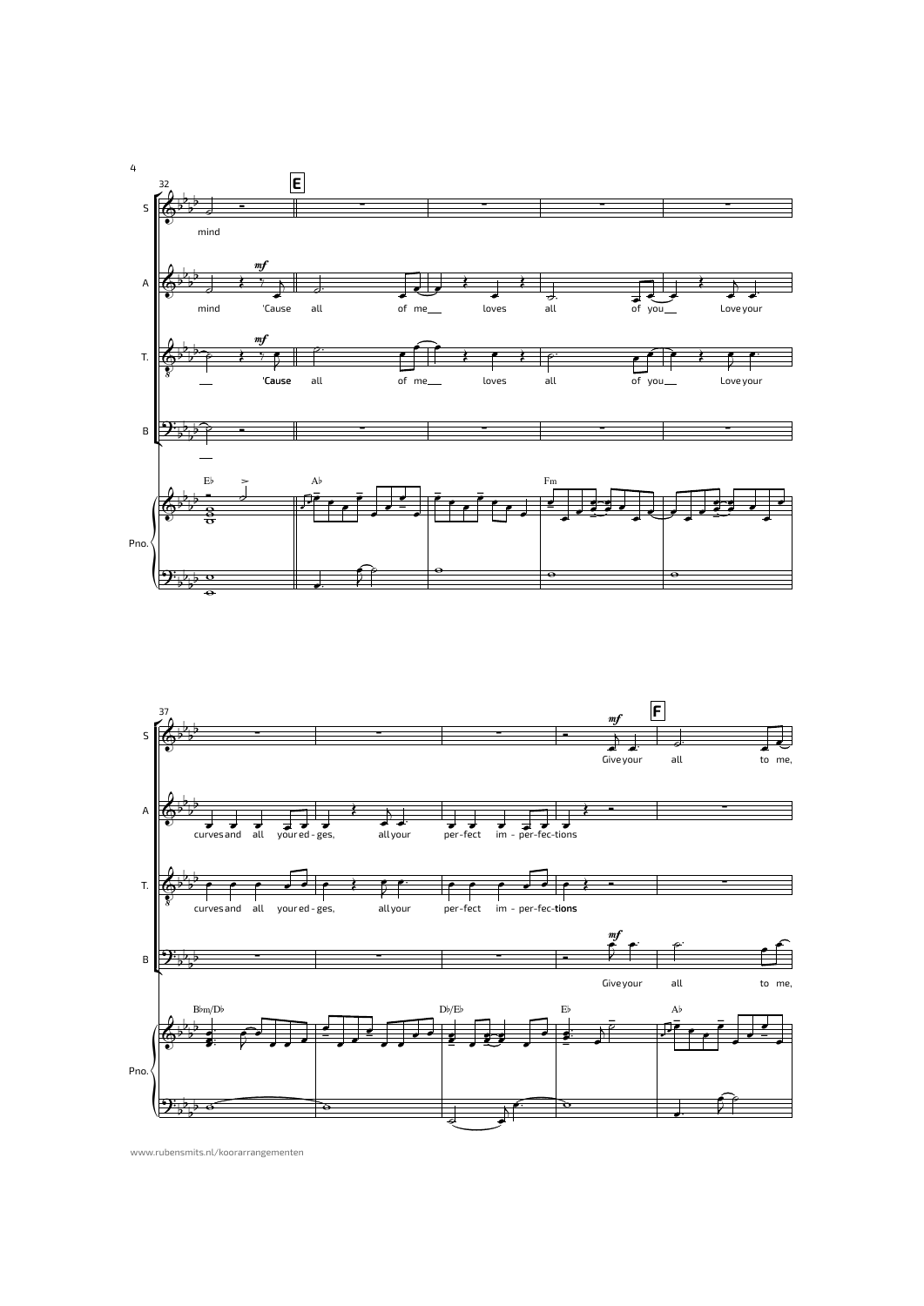32 **E**

S: mind

A: *mf* mind 'Cause all of me loves all of you Love your

T.: *mf* 'Cause all of me loves all of you Love your

B

Pno.: E♭ A♭ Fm

37 **F**

S: *mf* Give your all to me,

A: curves and all your ed - ges, all your per - fect im - per - fec - tions

T.: curves and all your ed - ges, all your per - fect im - per - fec - tions

B: *mf* Give your all to me,

Pno.: B♭m/D♭ D♭/E♭ E♭ A♭